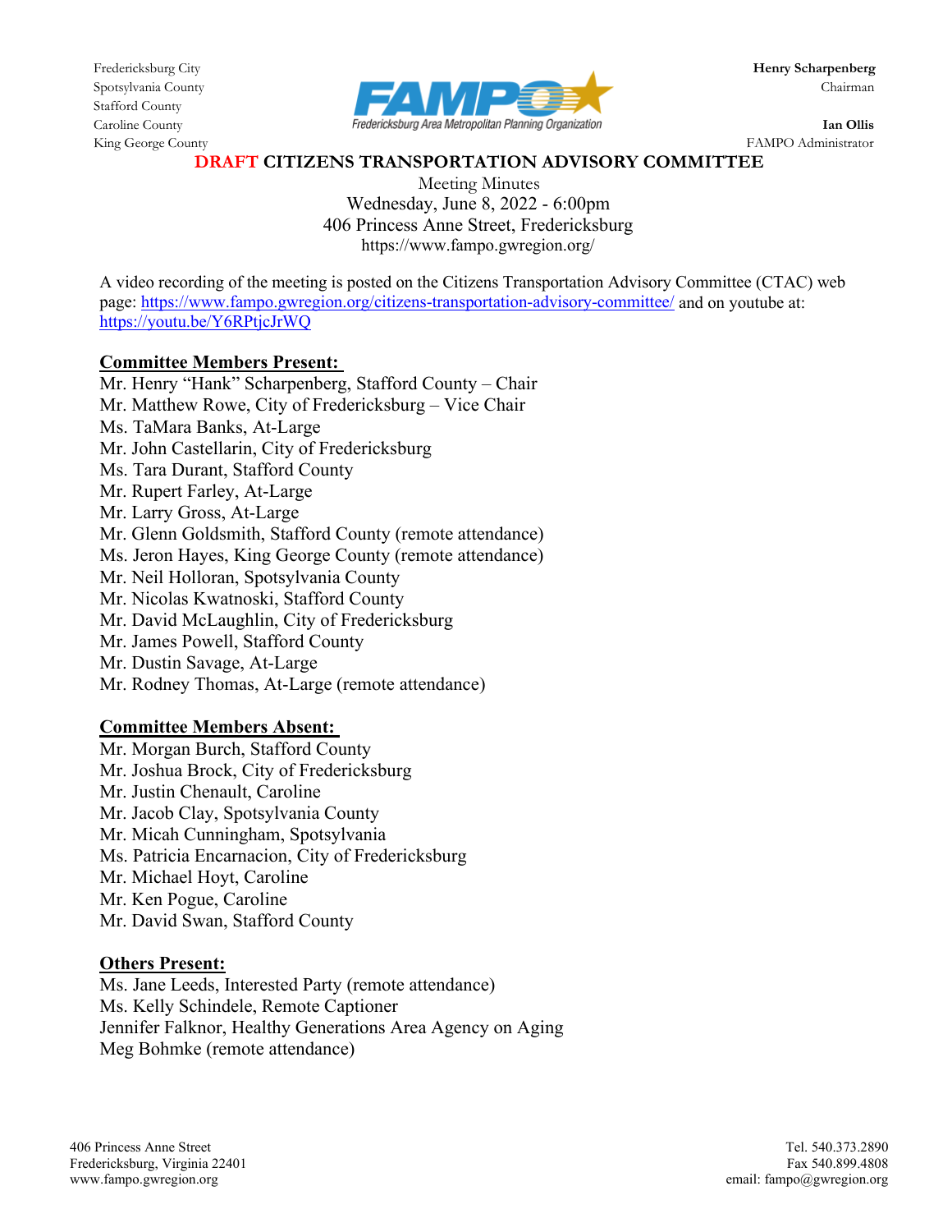Fredericksburg City
Spotsylvania County
Stafford County
Caroline County
King George County

**Henry Scharpenberg**
Chairman

**Ian Ollis**
FAMPO Administrator

Fredericksburg Area Metropolitan Planning Organization

# DRAFT CITIZENS TRANSPORTATION ADVISORY COMMITTEE

Meeting Minutes
Wednesday, June 8, 2022 - 6:00pm
406 Princess Anne Street, Fredericksburg
https://www.fampo.gwregion.org/

A video recording of the meeting is posted on the Citizens Transportation Advisory Committee (CTAC) web page: https://www.fampo.gwregion.org/citizens-transportation-advisory-committee/ and on youtube at: https://youtu.be/Y6RPtjcJrWQ

**Committee Members Present:**

Mr. Henry "Hank" Scharpenberg, Stafford County – Chair
Mr. Matthew Rowe, City of Fredericksburg – Vice Chair
Ms. TaMara Banks, At-Large
Mr. John Castellarin, City of Fredericksburg
Ms. Tara Durant, Stafford County
Mr. Rupert Farley, At-Large
Mr. Larry Gross, At-Large
Mr. Glenn Goldsmith, Stafford County (remote attendance)
Ms. Jeron Hayes, King George County (remote attendance)
Mr. Neil Holloran, Spotsylvania County
Mr. Nicolas Kwatnoski, Stafford County
Mr. David McLaughlin, City of Fredericksburg
Mr. James Powell, Stafford County
Mr. Dustin Savage, At-Large
Mr. Rodney Thomas, At-Large (remote attendance)

**Committee Members Absent:**

Mr. Morgan Burch, Stafford County
Mr. Joshua Brock, City of Fredericksburg
Mr. Justin Chenault, Caroline
Mr. Jacob Clay, Spotsylvania County
Mr. Micah Cunningham, Spotsylvania
Ms. Patricia Encarnacion, City of Fredericksburg
Mr. Michael Hoyt, Caroline
Mr. Ken Pogue, Caroline
Mr. David Swan, Stafford County

**Others Present:**

Ms. Jane Leeds, Interested Party (remote attendance)
Ms. Kelly Schindele, Remote Captioner
Jennifer Falknor, Healthy Generations Area Agency on Aging
Meg Bohmke (remote attendance)

406 Princess Anne Street
Fredericksburg, Virginia 22401
www.fampo.gwregion.org

Tel. 540.373.2890
Fax 540.899.4808
email: fampo@gwregion.org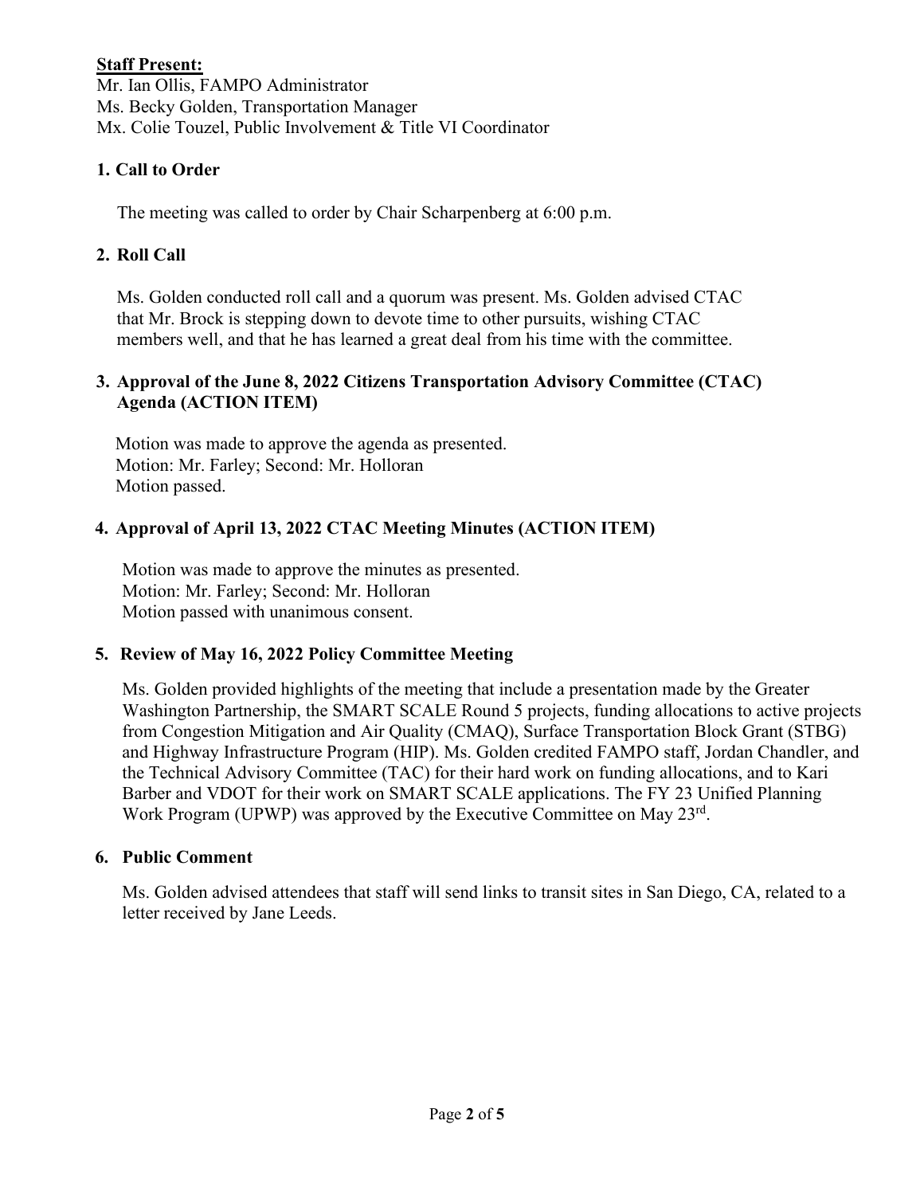**Staff Present:**
Mr. Ian Ollis, FAMPO Administrator
Ms. Becky Golden, Transportation Manager
Mx. Colie Touzel, Public Involvement & Title VI Coordinator

### 1. Call to Order

The meeting was called to order by Chair Scharpenberg at 6:00 p.m.

### 2. Roll Call

Ms. Golden conducted roll call and a quorum was present. Ms. Golden advised CTAC that Mr. Brock is stepping down to devote time to other pursuits, wishing CTAC members well, and that he has learned a great deal from his time with the committee.

### 3. Approval of the June 8, 2022 Citizens Transportation Advisory Committee (CTAC) Agenda (ACTION ITEM)

Motion was made to approve the agenda as presented.
Motion: Mr. Farley; Second: Mr. Holloran
Motion passed.

### 4. Approval of April 13, 2022 CTAC Meeting Minutes (ACTION ITEM)

Motion was made to approve the minutes as presented.
Motion: Mr. Farley; Second: Mr. Holloran
Motion passed with unanimous consent.

### 5. Review of May 16, 2022 Policy Committee Meeting

Ms. Golden provided highlights of the meeting that include a presentation made by the Greater Washington Partnership, the SMART SCALE Round 5 projects, funding allocations to active projects from Congestion Mitigation and Air Quality (CMAQ), Surface Transportation Block Grant (STBG) and Highway Infrastructure Program (HIP). Ms. Golden credited FAMPO staff, Jordan Chandler, and the Technical Advisory Committee (TAC) for their hard work on funding allocations, and to Kari Barber and VDOT for their work on SMART SCALE applications. The FY 23 Unified Planning Work Program (UPWP) was approved by the Executive Committee on May 23rd.

### 6. Public Comment

Ms. Golden advised attendees that staff will send links to transit sites in San Diego, CA, related to a letter received by Jane Leeds.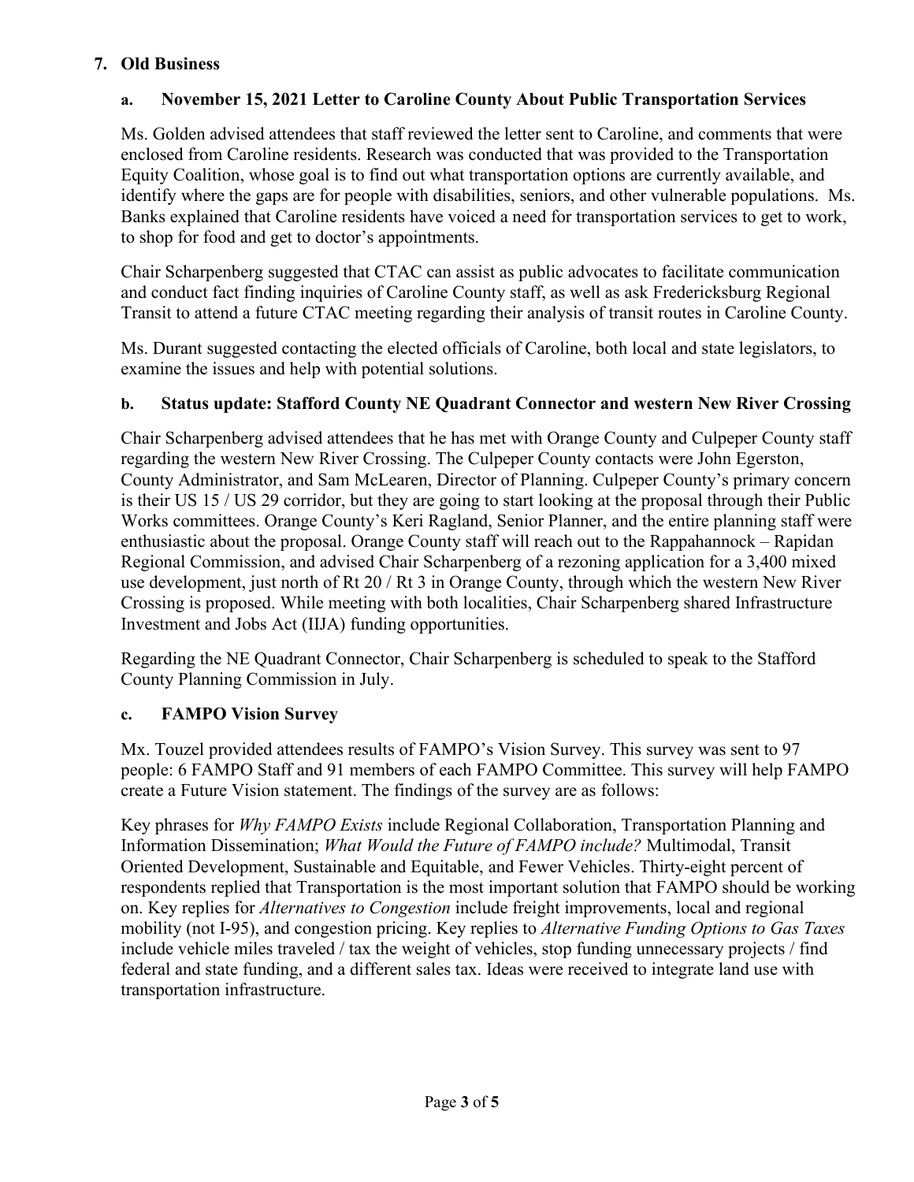## 7. Old Business

### a. November 15, 2021 Letter to Caroline County About Public Transportation Services

Ms. Golden advised attendees that staff reviewed the letter sent to Caroline, and comments that were enclosed from Caroline residents. Research was conducted that was provided to the Transportation Equity Coalition, whose goal is to find out what transportation options are currently available, and identify where the gaps are for people with disabilities, seniors, and other vulnerable populations. Ms. Banks explained that Caroline residents have voiced a need for transportation services to get to work, to shop for food and get to doctor's appointments.

Chair Scharpenberg suggested that CTAC can assist as public advocates to facilitate communication and conduct fact finding inquiries of Caroline County staff, as well as ask Fredericksburg Regional Transit to attend a future CTAC meeting regarding their analysis of transit routes in Caroline County.

Ms. Durant suggested contacting the elected officials of Caroline, both local and state legislators, to examine the issues and help with potential solutions.

### b. Status update: Stafford County NE Quadrant Connector and western New River Crossing

Chair Scharpenberg advised attendees that he has met with Orange County and Culpeper County staff regarding the western New River Crossing. The Culpeper County contacts were John Egerston, County Administrator, and Sam McLearen, Director of Planning. Culpeper County's primary concern is their US 15 / US 29 corridor, but they are going to start looking at the proposal through their Public Works committees. Orange County's Keri Ragland, Senior Planner, and the entire planning staff were enthusiastic about the proposal. Orange County staff will reach out to the Rappahannock – Rapidan Regional Commission, and advised Chair Scharpenberg of a rezoning application for a 3,400 mixed use development, just north of Rt 20 / Rt 3 in Orange County, through which the western New River Crossing is proposed. While meeting with both localities, Chair Scharpenberg shared Infrastructure Investment and Jobs Act (IIJA) funding opportunities.

Regarding the NE Quadrant Connector, Chair Scharpenberg is scheduled to speak to the Stafford County Planning Commission in July.

### c. FAMPO Vision Survey

Mx. Touzel provided attendees results of FAMPO's Vision Survey. This survey was sent to 97 people: 6 FAMPO Staff and 91 members of each FAMPO Committee. This survey will help FAMPO create a Future Vision statement. The findings of the survey are as follows:

Key phrases for *Why FAMPO Exists* include Regional Collaboration, Transportation Planning and Information Dissemination; *What Would the Future of FAMPO include?* Multimodal, Transit Oriented Development, Sustainable and Equitable, and Fewer Vehicles. Thirty-eight percent of respondents replied that Transportation is the most important solution that FAMPO should be working on. Key replies for *Alternatives to Congestion* include freight improvements, local and regional mobility (not I-95), and congestion pricing. Key replies to *Alternative Funding Options to Gas Taxes* include vehicle miles traveled / tax the weight of vehicles, stop funding unnecessary projects / find federal and state funding, and a different sales tax. Ideas were received to integrate land use with transportation infrastructure.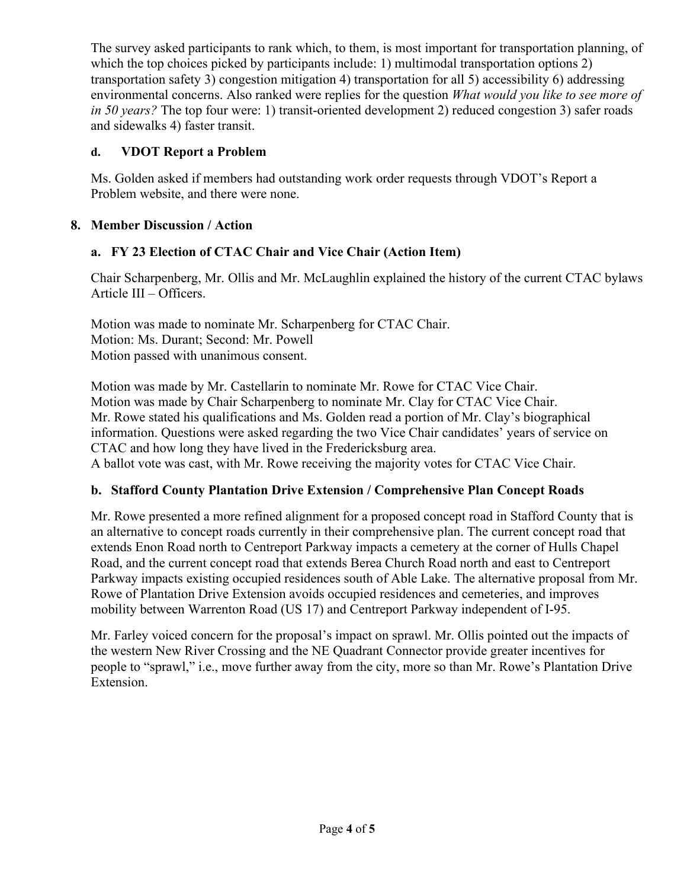The survey asked participants to rank which, to them, is most important for transportation planning, of which the top choices picked by participants include: 1) multimodal transportation options 2) transportation safety 3) congestion mitigation 4) transportation for all 5) accessibility 6) addressing environmental concerns. Also ranked were replies for the question *What would you like to see more of in 50 years?* The top four were: 1) transit-oriented development 2) reduced congestion 3) safer roads and sidewalks 4) faster transit.

### d. VDOT Report a Problem

Ms. Golden asked if members had outstanding work order requests through VDOT's Report a Problem website, and there were none.

## 8. Member Discussion / Action

### a. FY 23 Election of CTAC Chair and Vice Chair (Action Item)

Chair Scharpenberg, Mr. Ollis and Mr. McLaughlin explained the history of the current CTAC bylaws Article III – Officers.

Motion was made to nominate Mr. Scharpenberg for CTAC Chair.
Motion: Ms. Durant; Second: Mr. Powell
Motion passed with unanimous consent.

Motion was made by Mr. Castellarin to nominate Mr. Rowe for CTAC Vice Chair.
Motion was made by Chair Scharpenberg to nominate Mr. Clay for CTAC Vice Chair.
Mr. Rowe stated his qualifications and Ms. Golden read a portion of Mr. Clay's biographical information. Questions were asked regarding the two Vice Chair candidates' years of service on CTAC and how long they have lived in the Fredericksburg area.
A ballot vote was cast, with Mr. Rowe receiving the majority votes for CTAC Vice Chair.

### b. Stafford County Plantation Drive Extension / Comprehensive Plan Concept Roads

Mr. Rowe presented a more refined alignment for a proposed concept road in Stafford County that is an alternative to concept roads currently in their comprehensive plan. The current concept road that extends Enon Road north to Centreport Parkway impacts a cemetery at the corner of Hulls Chapel Road, and the current concept road that extends Berea Church Road north and east to Centreport Parkway impacts existing occupied residences south of Able Lake. The alternative proposal from Mr. Rowe of Plantation Drive Extension avoids occupied residences and cemeteries, and improves mobility between Warrenton Road (US 17) and Centreport Parkway independent of I-95.

Mr. Farley voiced concern for the proposal's impact on sprawl. Mr. Ollis pointed out the impacts of the western New River Crossing and the NE Quadrant Connector provide greater incentives for people to "sprawl," i.e., move further away from the city, more so than Mr. Rowe's Plantation Drive Extension.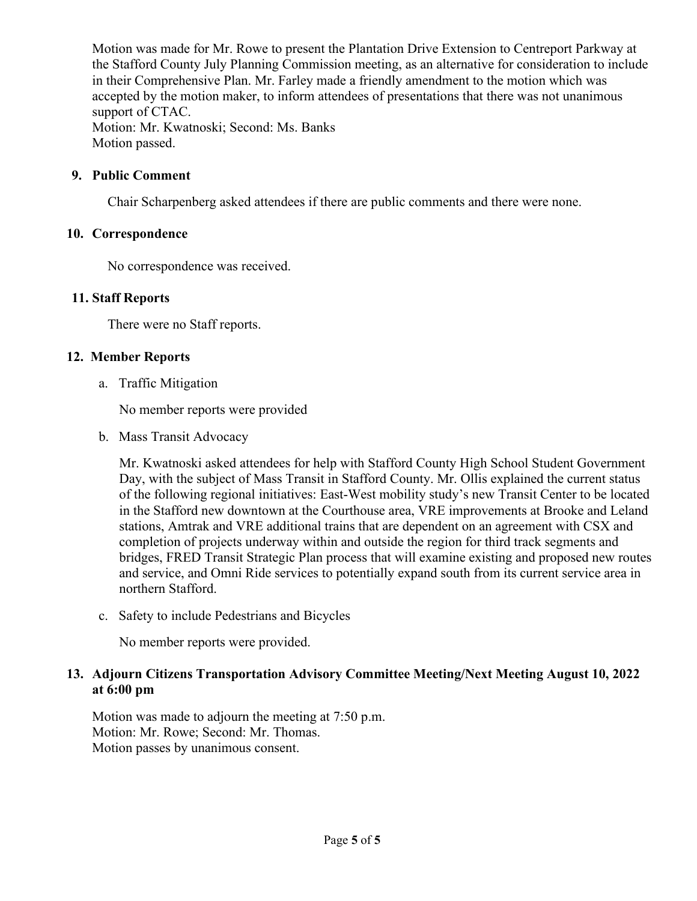Motion was made for Mr. Rowe to present the Plantation Drive Extension to Centreport Parkway at the Stafford County July Planning Commission meeting, as an alternative for consideration to include in their Comprehensive Plan. Mr. Farley made a friendly amendment to the motion which was accepted by the motion maker, to inform attendees of presentations that there was not unanimous support of CTAC.
Motion: Mr. Kwatnoski; Second: Ms. Banks
Motion passed.

**9. Public Comment**

Chair Scharpenberg asked attendees if there are public comments and there were none.

**10. Correspondence**

No correspondence was received.

**11. Staff Reports**

There were no Staff reports.

**12. Member Reports**

a. Traffic Mitigation

No member reports were provided

b. Mass Transit Advocacy

Mr. Kwatnoski asked attendees for help with Stafford County High School Student Government Day, with the subject of Mass Transit in Stafford County. Mr. Ollis explained the current status of the following regional initiatives: East-West mobility study's new Transit Center to be located in the Stafford new downtown at the Courthouse area, VRE improvements at Brooke and Leland stations, Amtrak and VRE additional trains that are dependent on an agreement with CSX and completion of projects underway within and outside the region for third track segments and bridges, FRED Transit Strategic Plan process that will examine existing and proposed new routes and service, and Omni Ride services to potentially expand south from its current service area in northern Stafford.

c. Safety to include Pedestrians and Bicycles

No member reports were provided.

**13. Adjourn Citizens Transportation Advisory Committee Meeting/Next Meeting August 10, 2022 at 6:00 pm**

Motion was made to adjourn the meeting at 7:50 p.m.
Motion: Mr. Rowe; Second: Mr. Thomas.
Motion passes by unanimous consent.